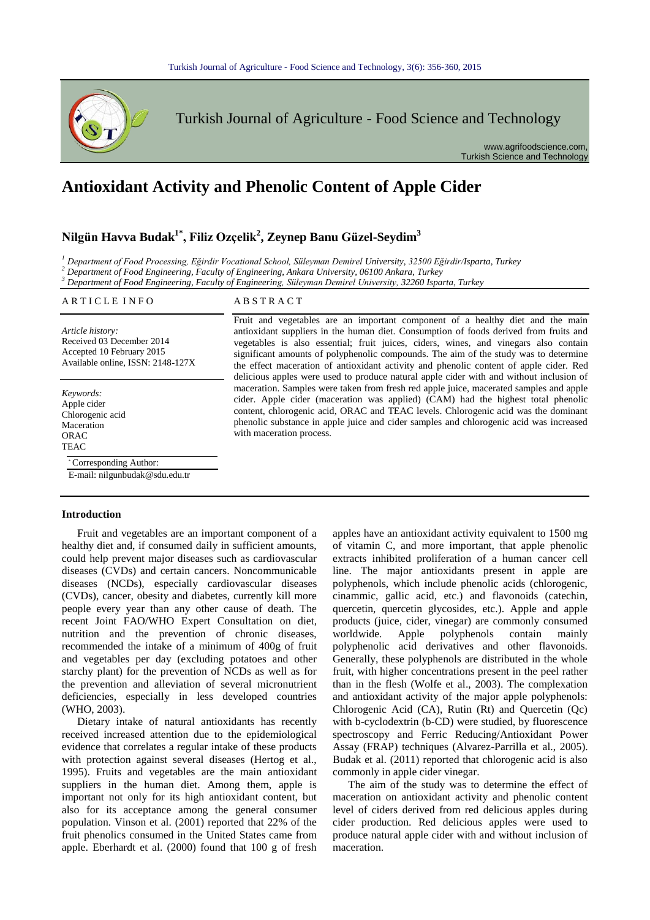# Antioxidant Activity and Phenolic Content of Apple Cider

## Nilgün Havva Budak[1*], Filiz Ozçelik[2], Zeynep Banu Güzel-Seydim[3]

[1] *Department of Food Processing, Eğirdir Vocational School, Süleyman Demirel University, 32500 Eğirdir/Isparta, Turkey*
[2] *Department of Food Engineering, Faculty of Engineering, Ankara University, 06100 Ankara, Turkey*
[3] *Department of Food Engineering, Faculty of Engineering, Süleyman Demirel University, 32260 Isparta, Turkey*

ARTICLE INFO

*Article history:*
Received 03 December 2014
Accepted 10 February 2015
Available online, ISSN: 2148-127X

*Keywords:*
Apple cider
Chlorogenic acid
Maceration
ORAC
TEAC

*Corresponding Author:
E-mail: nilgunbudak@sdu.edu.tr

ABSTRACT

Fruit and vegetables are an important component of a healthy diet and the main antioxidant suppliers in the human diet. Consumption of foods derived from fruits and vegetables is also essential; fruit juices, ciders, wines, and vinegars also contain significant amounts of polyphenolic compounds. The aim of the study was to determine the effect maceration of antioxidant activity and phenolic content of apple cider. Red delicious apples were used to produce natural apple cider with and without inclusion of maceration. Samples were taken from fresh red apple juice, macerated samples and apple cider. Apple cider (maceration was applied) (CAM) had the highest total phenolic content, chlorogenic acid, ORAC and TEAC levels. Chlorogenic acid was the dominant phenolic substance in apple juice and cider samples and chlorogenic acid was increased with maceration process.

## Introduction

Fruit and vegetables are an important component of a healthy diet and, if consumed daily in sufficient amounts, could help prevent major diseases such as cardiovascular diseases (CVDs) and certain cancers. Noncommunicable diseases (NCDs), especially cardiovascular diseases (CVDs), cancer, obesity and diabetes, currently kill more people every year than any other cause of death. The recent Joint FAO/WHO Expert Consultation on diet, nutrition and the prevention of chronic diseases, recommended the intake of a minimum of 400g of fruit and vegetables per day (excluding potatoes and other starchy plant) for the prevention of NCDs as well as for the prevention and alleviation of several micronutrient deficiencies, especially in less developed countries (WHO, 2003).

Dietary intake of natural antioxidants has recently received increased attention due to the epidemiological evidence that correlates a regular intake of these products with protection against several diseases (Hertog et al., 1995). Fruits and vegetables are the main antioxidant suppliers in the human diet. Among them, apple is important not only for its high antioxidant content, but also for its acceptance among the general consumer population. Vinson et al. (2001) reported that 22% of the fruit phenolics consumed in the United States came from apple. Eberhardt et al. (2000) found that 100 g of fresh apples have an antioxidant activity equivalent to 1500 mg of vitamin C, and more important, that apple phenolic extracts inhibited proliferation of a human cancer cell line. The major antioxidants present in apple are polyphenols, which include phenolic acids (chlorogenic, cinammic, gallic acid, etc.) and flavonoids (catechin, quercetin, quercetin glycosides, etc.). Apple and apple products (juice, cider, vinegar) are commonly consumed worldwide. Apple polyphenols contain mainly polyphenolic acid derivatives and other flavonoids. Generally, these polyphenols are distributed in the whole fruit, with higher concentrations present in the peel rather than in the flesh (Wolfe et al., 2003). The complexation and antioxidant activity of the major apple polyphenols: Chlorogenic Acid (CA), Rutin (Rt) and Quercetin (Qc) with b-cyclodextrin (b-CD) were studied, by fluorescence spectroscopy and Ferric Reducing/Antioxidant Power Assay (FRAP) techniques (Alvarez-Parrilla et al., 2005). Budak et al. (2011) reported that chlorogenic acid is also commonly in apple cider vinegar.

The aim of the study was to determine the effect of maceration on antioxidant activity and phenolic content level of ciders derived from red delicious apples during cider production. Red delicious apples were used to produce natural apple cider with and without inclusion of maceration.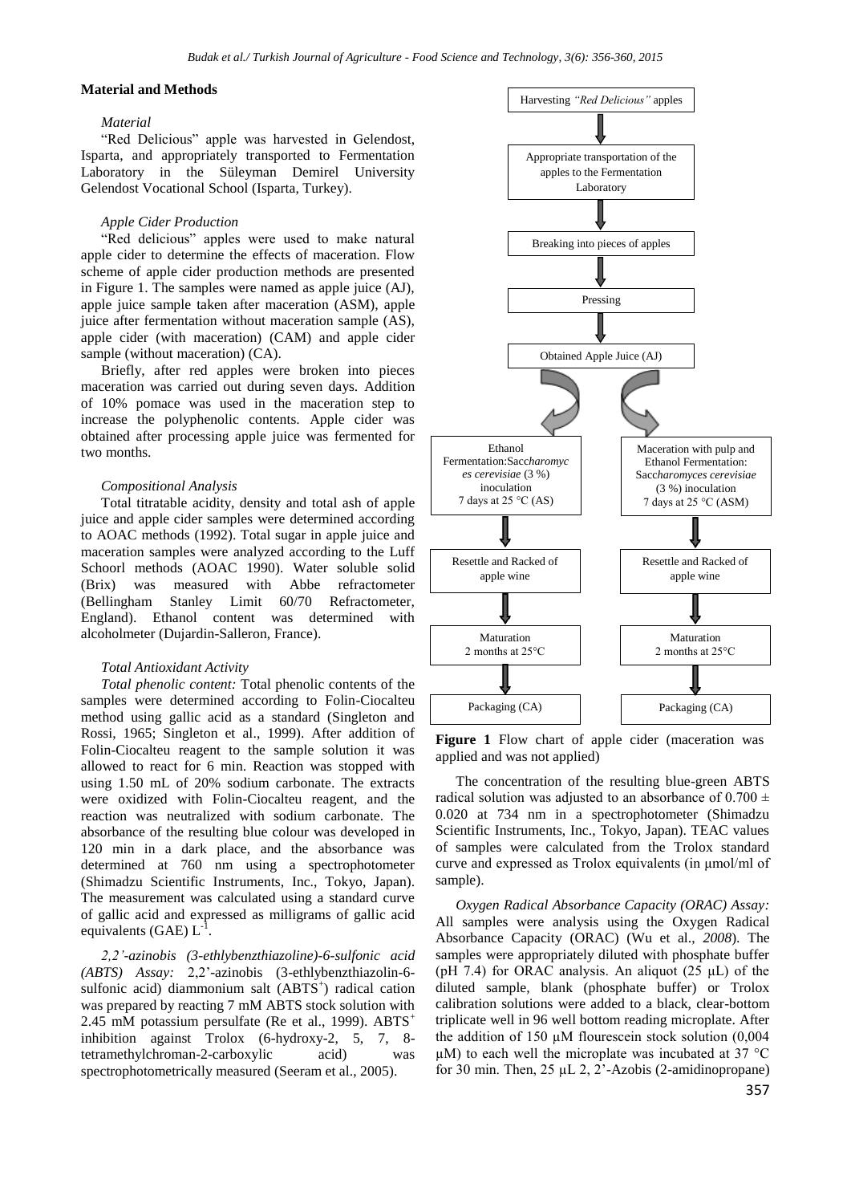## Material and Methods

### Material

"Red Delicious" apple was harvested in Gelendost, Isparta, and appropriately transported to Fermentation Laboratory in the Süleyman Demirel University Gelendost Vocational School (Isparta, Turkey).

### Apple Cider Production

"Red delicious" apples were used to make natural apple cider to determine the effects of maceration. Flow scheme of apple cider production methods are presented in Figure 1. The samples were named as apple juice (AJ), apple juice sample taken after maceration (ASM), apple juice after fermentation without maceration sample (AS), apple cider (with maceration) (CAM) and apple cider sample (without maceration) (CA).

Briefly, after red apples were broken into pieces maceration was carried out during seven days. Addition of 10% pomace was used in the maceration step to increase the polyphenolic contents. Apple cider was obtained after processing apple juice was fermented for two months.

### Compositional Analysis

Total titratable acidity, density and total ash of apple juice and apple cider samples were determined according to AOAC methods (1992). Total sugar in apple juice and maceration samples were analyzed according to the Luff Schoorl methods (AOAC 1990). Water soluble solid (Brix) was measured with Abbe refractometer (Bellingham Stanley Limit 60/70 Refractometer, England). Ethanol content was determined with alcoholmeter (Dujardin-Salleron, France).

### Total Antioxidant Activity

*Total phenolic content:* Total phenolic contents of the samples were determined according to Folin-Ciocalteu method using gallic acid as a standard (Singleton and Rossi, 1965; Singleton et al., 1999). After addition of Folin-Ciocalteu reagent to the sample solution it was allowed to react for 6 min. Reaction was stopped with using 1.50 mL of 20% sodium carbonate. The extracts were oxidized with Folin-Ciocalteu reagent, and the reaction was neutralized with sodium carbonate. The absorbance of the resulting blue colour was developed in 120 min in a dark place, and the absorbance was determined at 760 nm using a spectrophotometer (Shimadzu Scientific Instruments, Inc., Tokyo, Japan). The measurement was calculated using a standard curve of gallic acid and expressed as milligrams of gallic acid equivalents (GAE) $L^{-1}$.

*2,2'-azinobis (3-ethlybenzthiazoline)-6-sulfonic acid (ABTS) Assay:* 2,2'-azinobis (3-ethlybenzthiazolin-6-sulfonic acid) diammonium salt ($ABTS^{+}$) radical cation was prepared by reacting 7 mM ABTS stock solution with 2.45 mM potassium persulfate (Re et al., 1999). $ABTS^{+}$ inhibition against Trolox (6-hydroxy-2, 5, 7, 8-tetramethylchroman-2-carboxylic acid) was spectrophotometrically measured (Seeram et al., 2005).

Harvesting *"Red Delicious"* apples
→ Appropriate transportation of the apples to the Fermentation Laboratory
→ Breaking into pieces of apples
→ Pressing
→ Obtained Apple Juice (AJ)

Left branch:
- Ethanol Fermentation: *Saccharomyces cerevisiae* (3 %) inoculation 7 days at 25 °C (AS)
- Resettle and Racked of apple wine
- Maturation 2 months at 25°C
- Packaging (CA)

Right branch:
- Maceration with pulp and Ethanol Fermentation: *Saccharomyces cerevisiae* (3 %) inoculation 7 days at 25 °C (ASM)
- Resettle and Racked of apple wine
- Maturation 2 months at 25°C
- Packaging (CA)

**Figure 1** Flow chart of apple cider (maceration was applied and was not applied)

The concentration of the resulting blue-green ABTS radical solution was adjusted to an absorbance of 0.700 ± 0.020 at 734 nm in a spectrophotometer (Shimadzu Scientific Instruments, Inc., Tokyo, Japan). TEAC values of samples were calculated from the Trolox standard curve and expressed as Trolox equivalents (in µmol/ml of sample).

*Oxygen Radical Absorbance Capacity (ORAC) Assay:* All samples were analysis using the Oxygen Radical Absorbance Capacity (ORAC) (Wu et al., *2008*). The samples were appropriately diluted with phosphate buffer (pH 7.4) for ORAC analysis. An aliquot (25 µL) of the diluted sample, blank (phosphate buffer) or Trolox calibration solutions were added to a black, clear-bottom triplicate well in 96 well bottom reading microplate. After the addition of 150 µM flourescein stock solution (0,004 µM) to each well the microplate was incubated at 37 °C for 30 min. Then, 25 µL 2, 2'-Azobis (2-amidinopropane)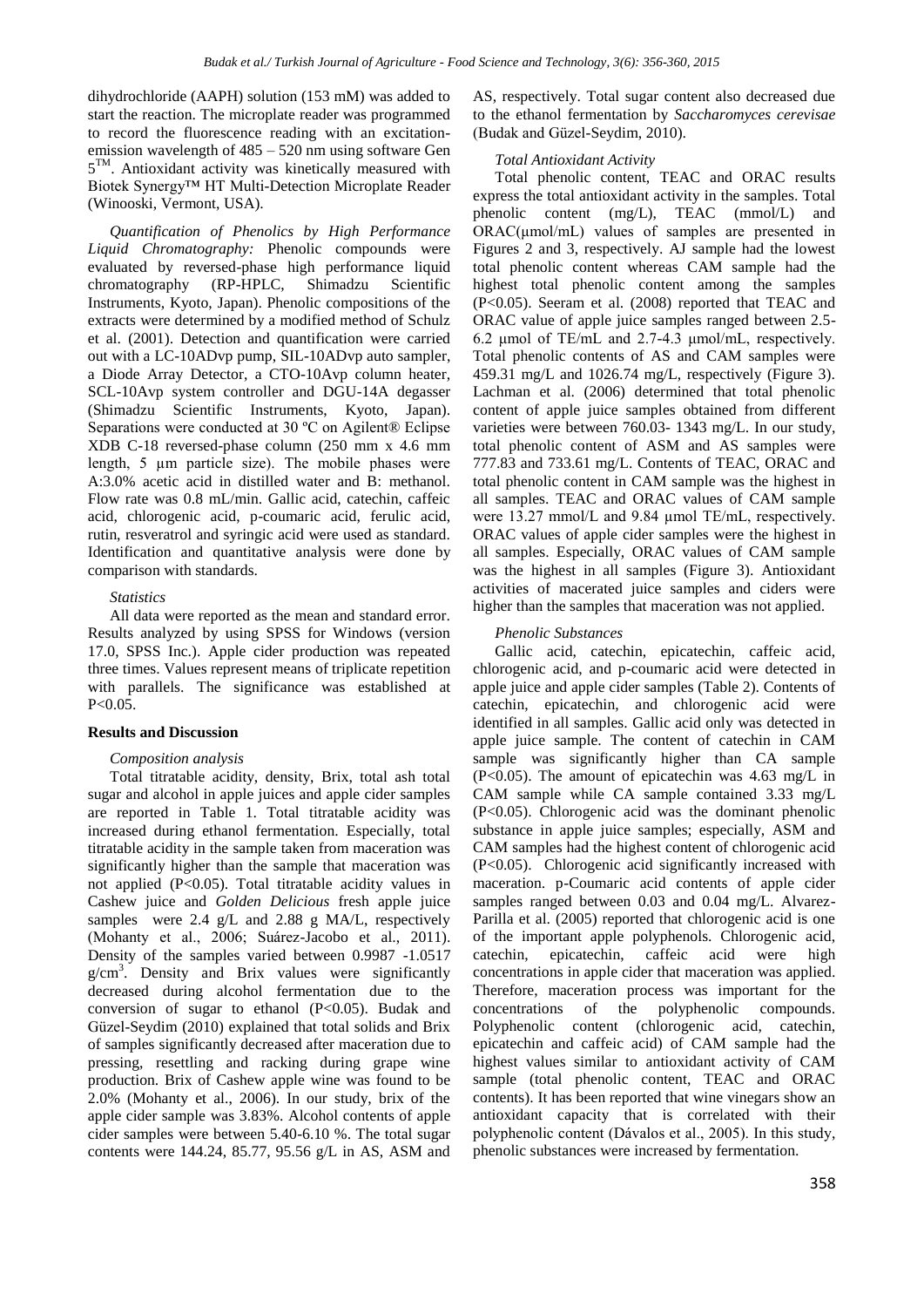dihydrochloride (AAPH) solution (153 mM) was added to start the reaction. The microplate reader was programmed to record the fluorescence reading with an excitation-emission wavelength of 485 – 520 nm using software Gen 5™. Antioxidant activity was kinetically measured with Biotek Synergy™ HT Multi-Detection Microplate Reader (Winooski, Vermont, USA).

*Quantification of Phenolics by High Performance Liquid Chromatography:* Phenolic compounds were evaluated by reversed-phase high performance liquid chromatography (RP-HPLC, Shimadzu Scientific Instruments, Kyoto, Japan). Phenolic compositions of the extracts were determined by a modified method of Schulz et al. (2001). Detection and quantification were carried out with a LC-10ADvp pump, SIL-10ADvp auto sampler, a Diode Array Detector, a CTO-10Avp column heater, SCL-10Avp system controller and DGU-14A degasser (Shimadzu Scientific Instruments, Kyoto, Japan). Separations were conducted at 30 ºC on Agilent® Eclipse XDB C-18 reversed-phase column (250 mm x 4.6 mm length, 5 µm particle size). The mobile phases were A:3.0% acetic acid in distilled water and B: methanol. Flow rate was 0.8 mL/min. Gallic acid, catechin, caffeic acid, chlorogenic acid, p-coumaric acid, ferulic acid, rutin, resveratrol and syringic acid were used as standard. Identification and quantitative analysis were done by comparison with standards.

### *Statistics*

All data were reported as the mean and standard error. Results analyzed by using SPSS for Windows (version 17.0, SPSS Inc.). Apple cider production was repeated three times. Values represent means of triplicate repetition with parallels. The significance was established at $P<0.05$.

## Results and Discussion

### *Composition analysis*

Total titratable acidity, density, Brix, total ash total sugar and alcohol in apple juices and apple cider samples are reported in Table 1. Total titratable acidity was increased during ethanol fermentation. Especially, total titratable acidity in the sample taken from maceration was significantly higher than the sample that maceration was not applied ($P<0.05$). Total titratable acidity values in Cashew juice and *Golden Delicious* fresh apple juice samples were 2.4 g/L and 2.88 g MA/L, respectively (Mohanty et al., 2006; Suárez-Jacobo et al., 2011). Density of the samples varied between 0.9987 -1.0517 g/cm$^3$. Density and Brix values were significantly decreased during alcohol fermentation due to the conversion of sugar to ethanol ($P<0.05$). Budak and Güzel-Seydim (2010) explained that total solids and Brix of samples significantly decreased after maceration due to pressing, resettling and racking during grape wine production. Brix of Cashew apple wine was found to be 2.0% (Mohanty et al., 2006). In our study, brix of the apple cider sample was 3.83%. Alcohol contents of apple cider samples were between 5.40-6.10 %. The total sugar contents were 144.24, 85.77, 95.56 g/L in AS, ASM and AS, respectively. Total sugar content also decreased due to the ethanol fermentation by *Saccharomyces cerevisae* (Budak and Güzel-Seydim, 2010).

### *Total Antioxidant Activity*

Total phenolic content, TEAC and ORAC results express the total antioxidant activity in the samples. Total phenolic content (mg/L), TEAC (mmol/L) and ORAC(µmol/mL) values of samples are presented in Figures 2 and 3, respectively. AJ sample had the lowest total phenolic content whereas CAM sample had the highest total phenolic content among the samples ($P<0.05$). Seeram et al. (2008) reported that TEAC and ORAC value of apple juice samples ranged between 2.5-6.2 µmol of TE/mL and 2.7-4.3 µmol/mL, respectively. Total phenolic contents of AS and CAM samples were 459.31 mg/L and 1026.74 mg/L, respectively (Figure 3). Lachman et al. (2006) determined that total phenolic content of apple juice samples obtained from different varieties were between 760.03- 1343 mg/L. In our study, total phenolic content of ASM and AS samples were 777.83 and 733.61 mg/L. Contents of TEAC, ORAC and total phenolic content in CAM sample was the highest in all samples. TEAC and ORAC values of CAM sample were 13.27 mmol/L and 9.84 µmol TE/mL, respectively. ORAC values of apple cider samples were the highest in all samples. Especially, ORAC values of CAM sample was the highest in all samples (Figure 3). Antioxidant activities of macerated juice samples and ciders were higher than the samples that maceration was not applied.

### *Phenolic Substances*

Gallic acid, catechin, epicatechin, caffeic acid, chlorogenic acid, and p-coumaric acid were detected in apple juice and apple cider samples (Table 2). Contents of catechin, epicatechin, and chlorogenic acid were identified in all samples. Gallic acid only was detected in apple juice sample. The content of catechin in CAM sample was significantly higher than CA sample ($P<0.05$). The amount of epicatechin was 4.63 mg/L in CAM sample while CA sample contained 3.33 mg/L ($P<0.05$). Chlorogenic acid was the dominant phenolic substance in apple juice samples; especially, ASM and CAM samples had the highest content of chlorogenic acid ($P<0.05$). Chlorogenic acid significantly increased with maceration. p-Coumaric acid contents of apple cider samples ranged between 0.03 and 0.04 mg/L. Alvarez-Parilla et al. (2005) reported that chlorogenic acid is one of the important apple polyphenols. Chlorogenic acid, catechin, epicatechin, caffeic acid were high concentrations in apple cider that maceration was applied. Therefore, maceration process was important for the concentrations of the polyphenolic compounds. Polyphenolic content (chlorogenic acid, catechin, epicatechin and caffeic acid) of CAM sample had the highest values similar to antioxidant activity of CAM sample (total phenolic content, TEAC and ORAC contents). It has been reported that wine vinegars show an antioxidant capacity that is correlated with their polyphenolic content (Dávalos et al., 2005). In this study, phenolic substances were increased by fermentation.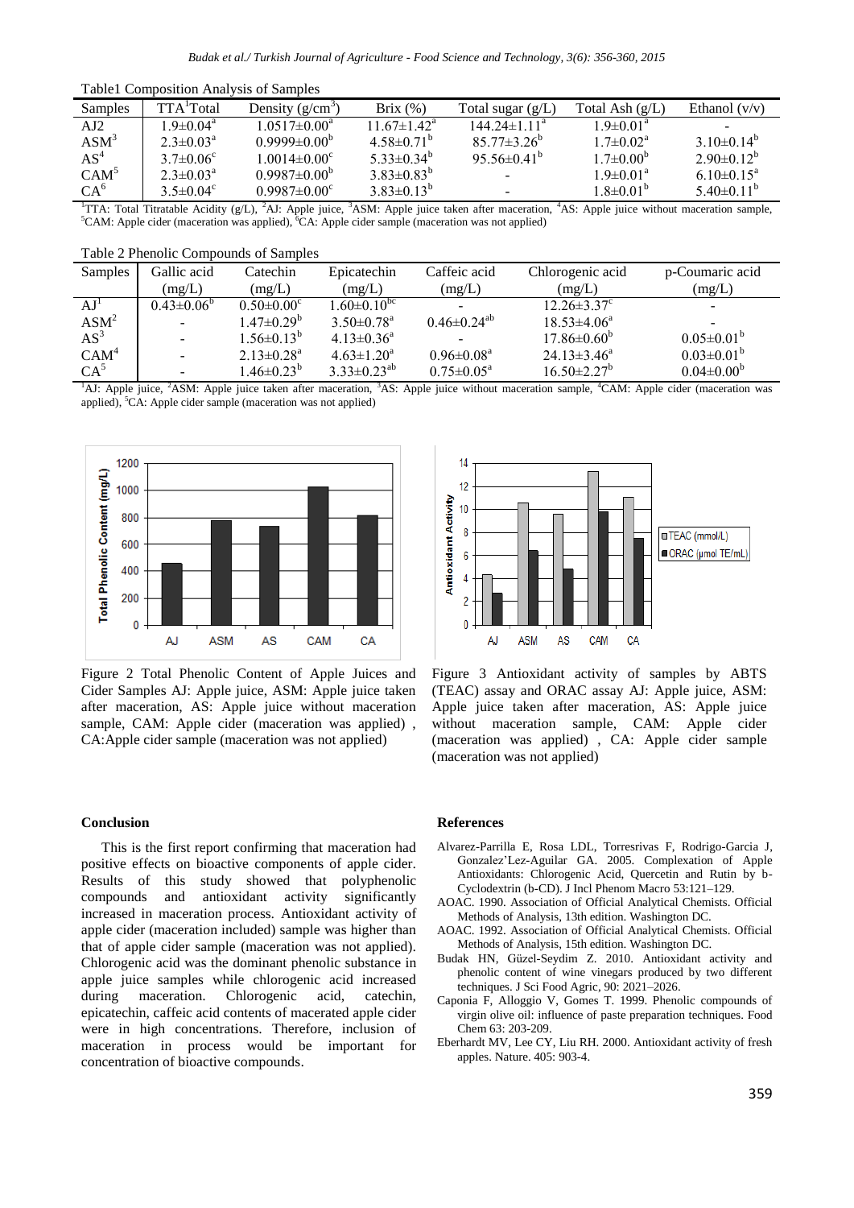Table1 Composition Analysis of Samples

| Samples | TTA[1]Total | Density (g/cm[3]) | Brix (%) | Total sugar (g/L) | Total Ash (g/L) | Ethanol (v/v) |
|---|---|---|---|---|---|---|
| AJ2 | 1.9±0.04[a] | 1.0517±0.00[a] | 11.67±1.42[a] | 144.24±1.11[a] | 1.9±0.01[a] | - |
| ASM[3] | 2.3±0.03[a] | 0.9999±0.00[b] | 4.58±0.71[b] | 85.77±3.26[b] | 1.7±0.02[a] | 3.10±0.14[b] |
| AS[4] | 3.7±0.06[c] | 1.0014±0.00[c] | 5.33±0.34[b] | 95.56±0.41[b] | 1.7±0.00[b] | 2.90±0.12[b] |
| CAM[5] | 2.3±0.03[a] | 0.9987±0.00[b] | 3.83±0.83[b] | - | 1.9±0.01[a] | 6.10±0.15[a] |
| CA[6] | 3.5±0.04[c] | 0.9987±0.00[c] | 3.83±0.13[b] | - | 1.8±0.01[b] | 5.40±0.11[b] |

[1]TTA: Total Titratable Acidity (g/L), [2]AJ: Apple juice, [3]ASM: Apple juice taken after maceration, [4]AS: Apple juice without maceration sample, [5]CAM: Apple cider (maceration was applied), [6]CA: Apple cider sample (maceration was not applied)

Table 2 Phenolic Compounds of Samples

| Samples | Gallic acid (mg/L) | Catechin (mg/L) | Epicatechin (mg/L) | Caffeic acid (mg/L) | Chlorogenic acid (mg/L) | p-Coumaric acid (mg/L) |
|---|---|---|---|---|---|---|
| AJ[1] | 0.43±0.06[b] | 0.50±0.00[c] | 1.60±0.10[bc] | - | 12.26±3.37[c] | - |
| ASM[2] | - | 1.47±0.29[b] | 3.50±0.78[a] | 0.46±0.24[ab] | 18.53±4.06[a] | - |
| AS[3] | - | 1.56±0.13[b] | 4.13±0.36[a] | - | 17.86±0.60[b] | 0.05±0.01[b] |
| CAM[4] | - | 2.13±0.28[a] | 4.63±1.20[a] | 0.96±0.08[a] | 24.13±3.46[a] | 0.03±0.01[b] |
| CA[5] | - | 1.46±0.23[b] | 3.33±0.23[ab] | 0.75±0.05[a] | 16.50±2.27[b] | 0.04±0.00[b] |

[1]AJ: Apple juice, [2]ASM: Apple juice taken after maceration, [3]AS: Apple juice without maceration sample, [4]CAM: Apple cider (maceration was applied), [5]CA: Apple cider sample (maceration was not applied)

Figure 2 Total Phenolic Content of Apple Juices and Cider Samples AJ: Apple juice, ASM: Apple juice taken after maceration, AS: Apple juice without maceration sample, CAM: Apple cider (maceration was applied) , CA:Apple cider sample (maceration was not applied)

Figure 3 Antioxidant activity of samples by ABTS (TEAC) assay and ORAC assay AJ: Apple juice, ASM: Apple juice taken after maceration, AS: Apple juice without maceration sample, CAM: Apple cider (maceration was applied) , CA: Apple cider sample (maceration was not applied)

## Conclusion

This is the first report confirming that maceration had positive effects on bioactive components of apple cider. Results of this study showed that polyphenolic compounds and antioxidant activity significantly increased in maceration process. Antioxidant activity of apple cider (maceration included) sample was higher than that of apple cider sample (maceration was not applied). Chlorogenic acid was the dominant phenolic substance in apple juice samples while chlorogenic acid increased during maceration. Chlorogenic acid, catechin, epicatechin, caffeic acid contents of macerated apple cider were in high concentrations. Therefore, inclusion of maceration in process would be important for concentration of bioactive compounds.

## References

- Alvarez-Parrilla E, Rosa LDL, Torresrivas F, Rodrigo-Garcia J, Gonzalez'Lez-Aguilar GA. 2005. Complexation of Apple Antioxidants: Chlorogenic Acid, Quercetin and Rutin by b-Cyclodextrin (b-CD). J Incl Phenom Macro 53:121–129.
- AOAC. 1990. Association of Official Analytical Chemists. Official Methods of Analysis, 13th edition. Washington DC.
- AOAC. 1992. Association of Official Analytical Chemists. Official Methods of Analysis, 15th edition. Washington DC.
- Budak HN, Güzel-Seydim Z. 2010. Antioxidant activity and phenolic content of wine vinegars produced by two different techniques. J Sci Food Agric, 90: 2021–2026.
- Caponia F, Alloggio V, Gomes T. 1999. Phenolic compounds of virgin olive oil: influence of paste preparation techniques. Food Chem 63: 203-209.
- Eberhardt MV, Lee CY, Liu RH. 2000. Antioxidant activity of fresh apples. Nature. 405: 903-4.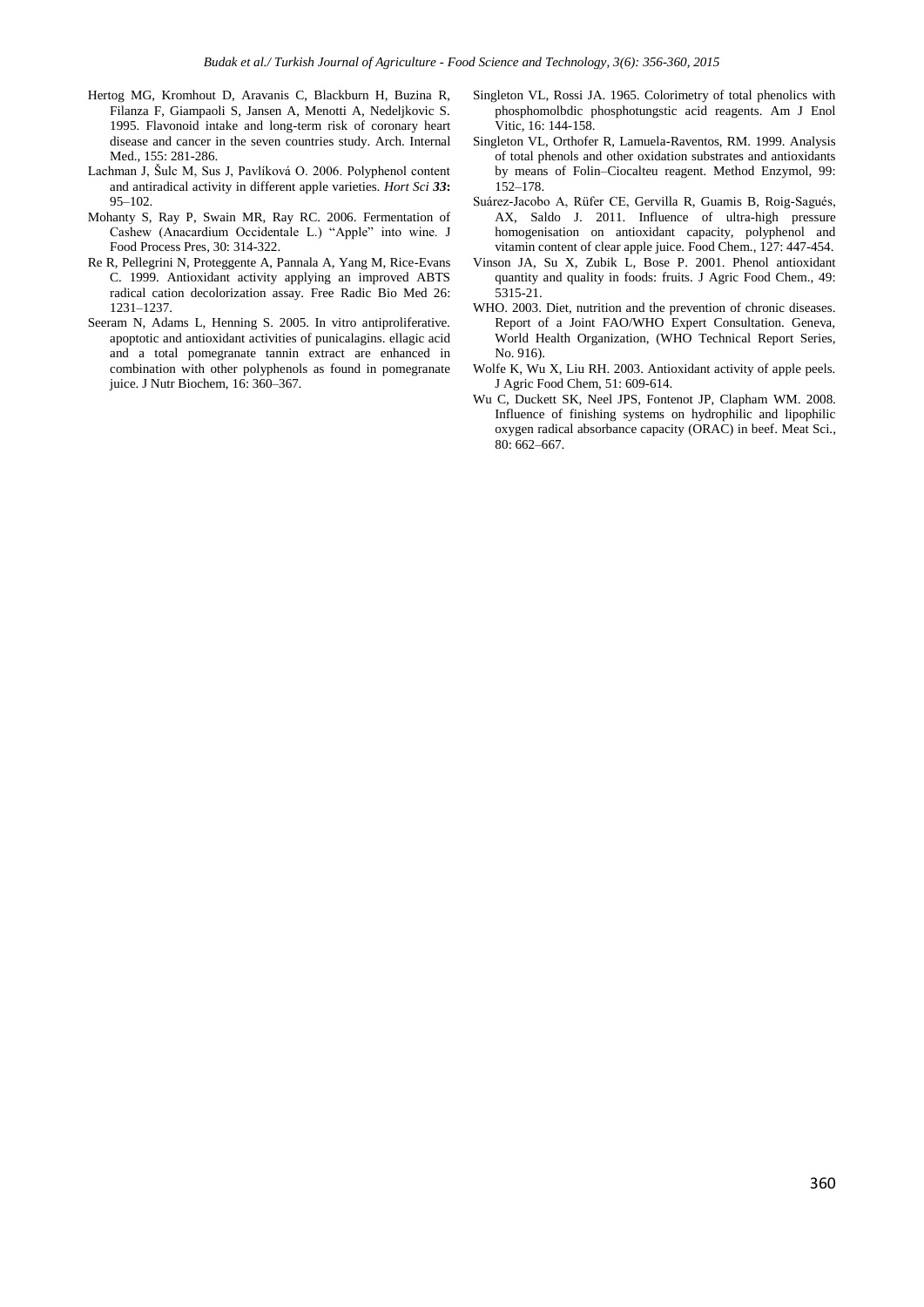Hertog MG, Kromhout D, Aravanis C, Blackburn H, Buzina R, Filanza F, Giampaoli S, Jansen A, Menotti A, Nedeljkovic S. 1995. Flavonoid intake and long-term risk of coronary heart disease and cancer in the seven countries study. Arch. Internal Med., 155: 281-286.

Lachman J, Šulc M, Sus J, Pavlíková O. 2006. Polyphenol content and antiradical activity in different apple varieties. *Hort Sci* ***33*****:** 95–102.

Mohanty S, Ray P, Swain MR, Ray RC. 2006. Fermentation of Cashew (Anacardium Occidentale L.) "Apple" into wine. J Food Process Pres, 30: 314-322.

Re R, Pellegrini N, Proteggente A, Pannala A, Yang M, Rice-Evans C. 1999. Antioxidant activity applying an improved ABTS radical cation decolorization assay. Free Radic Bio Med 26: 1231–1237.

Seeram N, Adams L, Henning S. 2005. In vitro antiproliferative. apoptotic and antioxidant activities of punicalagins. ellagic acid and a total pomegranate tannin extract are enhanced in combination with other polyphenols as found in pomegranate juice. J Nutr Biochem, 16: 360–367.

Singleton VL, Rossi JA. 1965. Colorimetry of total phenolics with phosphomolbdic phosphotungstic acid reagents. Am J Enol Vitic, 16: 144-158.

Singleton VL, Orthofer R, Lamuela-Raventos, RM. 1999. Analysis of total phenols and other oxidation substrates and antioxidants by means of Folin–Ciocalteu reagent. Method Enzymol, 99: 152–178.

Suárez-Jacobo A, Rüfer CE, Gervilla R, Guamis B, Roig-Sagués, AX, Saldo J. 2011. Influence of ultra-high pressure homogenisation on antioxidant capacity, polyphenol and vitamin content of clear apple juice. Food Chem., 127: 447-454.

Vinson JA, Su X, Zubik L, Bose P. 2001. Phenol antioxidant quantity and quality in foods: fruits. J Agric Food Chem., 49: 5315-21.

WHO. 2003. Diet, nutrition and the prevention of chronic diseases. Report of a Joint FAO/WHO Expert Consultation. Geneva, World Health Organization, (WHO Technical Report Series, No. 916).

Wolfe K, Wu X, Liu RH. 2003. Antioxidant activity of apple peels. J Agric Food Chem, 51: 609-614.

Wu C, Duckett SK, Neel JPS, Fontenot JP, Clapham WM. 2008. Influence of finishing systems on hydrophilic and lipophilic oxygen radical absorbance capacity (ORAC) in beef. Meat Sci., 80: 662–667.